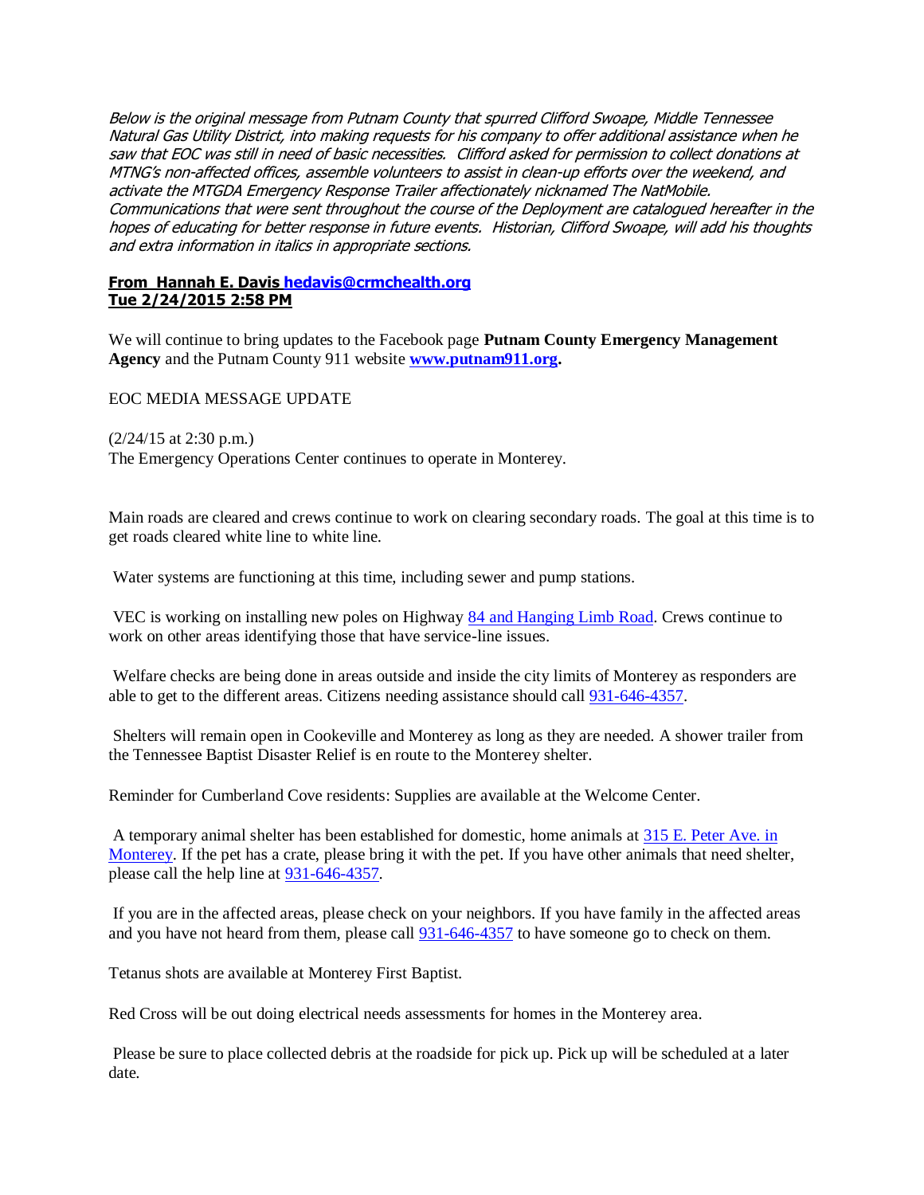*Below is the original message from Putnam County that spurred Clifford Swoape, Middle Tennessee Natural Gas Utility District, into making requests for his company to offer additional assistance when he saw that EOC was still in need of basic necessities. Clifford asked for permission to collect donations at MTNG's non-affected offices, assemble volunteers to assist in clean-up efforts over the weekend, and activate the MTGDA Emergency Response Trailer affectionately nicknamed The NatMobile. Communications that were sent throughout the course of the Deployment are catalogued hereafter in the hopes of educating for better response in future events. Historian, Clifford Swoape, will add his thoughts and extra information in italics in appropriate sections.*

**From Hannah E. Davis hedavis@crmchealth.org**
**Tue 2/24/2015 2:58 PM**

We will continue to bring updates to the Facebook page **Putnam County Emergency Management Agency** and the Putnam County 911 website **www.putnam911.org.**

EOC MEDIA MESSAGE UPDATE

(2/24/15 at 2:30 p.m.)
The Emergency Operations Center continues to operate in Monterey.

Main roads are cleared and crews continue to work on clearing secondary roads. The goal at this time is to get roads cleared white line to white line.

Water systems are functioning at this time, including sewer and pump stations.

VEC is working on installing new poles on Highway 84 and Hanging Limb Road. Crews continue to work on other areas identifying those that have service-line issues.

Welfare checks are being done in areas outside and inside the city limits of Monterey as responders are able to get to the different areas. Citizens needing assistance should call 931-646-4357.

Shelters will remain open in Cookeville and Monterey as long as they are needed. A shower trailer from the Tennessee Baptist Disaster Relief is en route to the Monterey shelter.

Reminder for Cumberland Cove residents: Supplies are available at the Welcome Center.

A temporary animal shelter has been established for domestic, home animals at 315 E. Peter Ave. in Monterey. If the pet has a crate, please bring it with the pet. If you have other animals that need shelter, please call the help line at 931-646-4357.

If you are in the affected areas, please check on your neighbors. If you have family in the affected areas and you have not heard from them, please call 931-646-4357 to have someone go to check on them.

Tetanus shots are available at Monterey First Baptist.

Red Cross will be out doing electrical needs assessments for homes in the Monterey area.

Please be sure to place collected debris at the roadside for pick up. Pick up will be scheduled at a later date.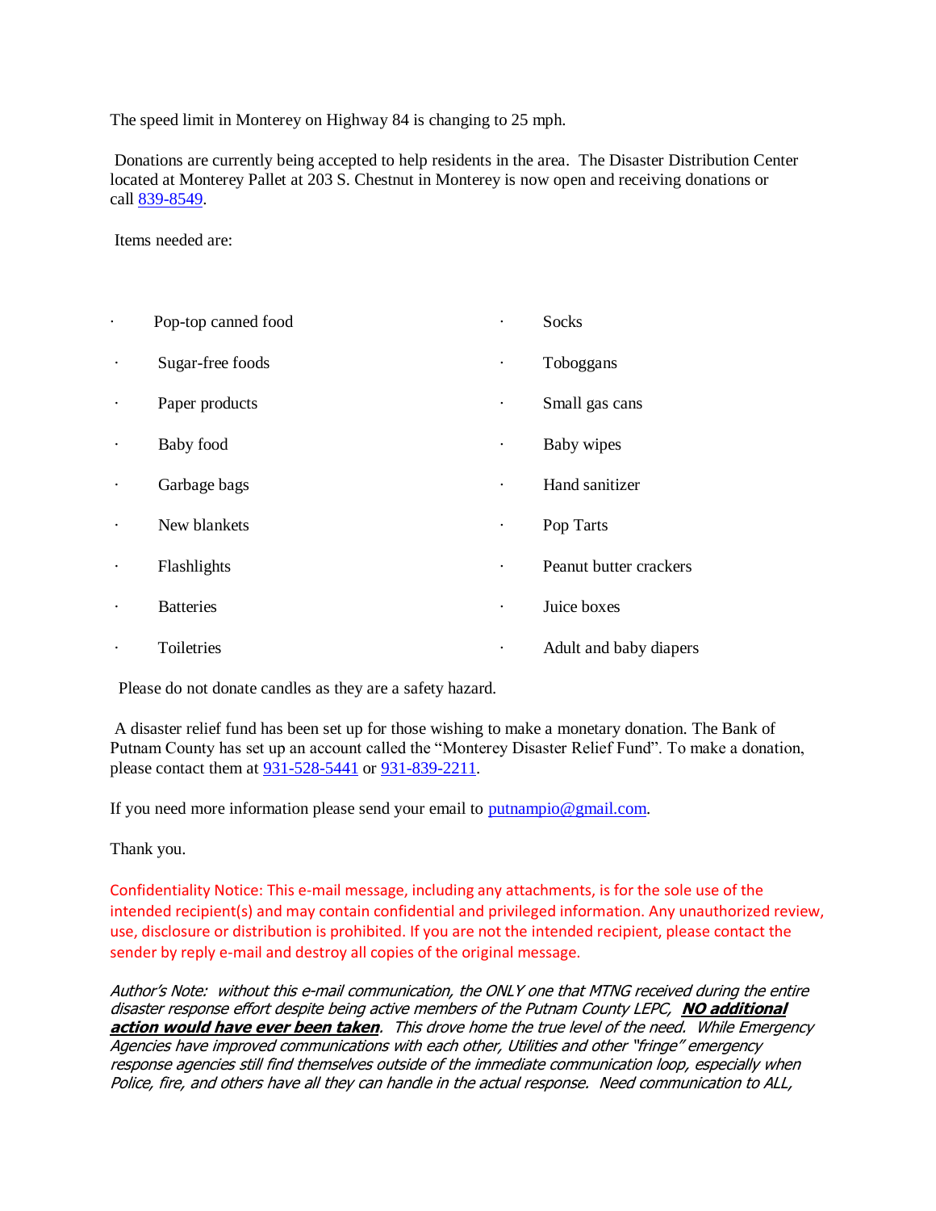The speed limit in Monterey on Highway 84 is changing to 25 mph.

Donations are currently being accepted to help residents in the area. The Disaster Distribution Center located at Monterey Pallet at 203 S. Chestnut in Monterey is now open and receiving donations or call 839-8549.

Items needed are:

- Pop-top canned food
- Sugar-free foods
- Paper products
- Baby food
- Garbage bags
- New blankets
- Flashlights
- Batteries
- Toiletries
- Socks
- Toboggans
- Small gas cans
- Baby wipes
- Hand sanitizer
- Pop Tarts
- Peanut butter crackers
- Juice boxes
- Adult and baby diapers

Please do not donate candles as they are a safety hazard.

A disaster relief fund has been set up for those wishing to make a monetary donation. The Bank of Putnam County has set up an account called the "Monterey Disaster Relief Fund". To make a donation, please contact them at 931-528-5441 or 931-839-2211.

If you need more information please send your email to putnampio@gmail.com.

Thank you.

Confidentiality Notice: This e-mail message, including any attachments, is for the sole use of the intended recipient(s) and may contain confidential and privileged information. Any unauthorized review, use, disclosure or distribution is prohibited. If you are not the intended recipient, please contact the sender by reply e-mail and destroy all copies of the original message.

*Author's Note: without this e-mail communication, the ONLY one that MTNG received during the entire disaster response effort despite being active members of the Putnam County LEPC,* ***NO additional action would have ever been taken****. This drove home the true level of the need. While Emergency Agencies have improved communications with each other, Utilities and other "fringe" emergency response agencies still find themselves outside of the immediate communication loop, especially when Police, fire, and others have all they can handle in the actual response. Need communication to ALL,*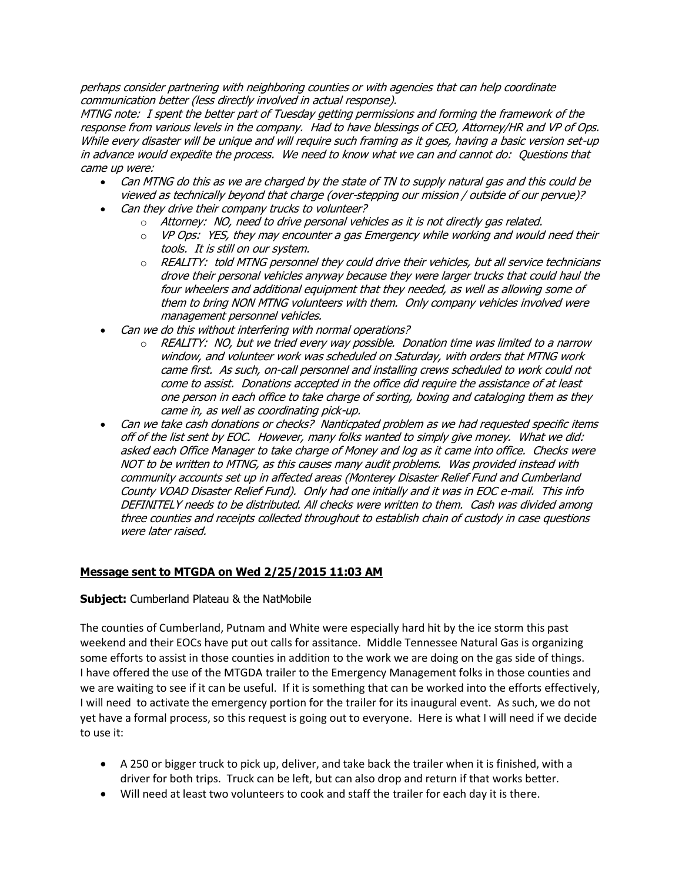*perhaps consider partnering with neighboring counties or with agencies that can help coordinate communication better (less directly involved in actual response).*

*MTNG note: I spent the better part of Tuesday getting permissions and forming the framework of the response from various levels in the company. Had to have blessings of CEO, Attorney/HR and VP of Ops. While every disaster will be unique and will require such framing as it goes, having a basic version set-up in advance would expedite the process. We need to know what we can and cannot do: Questions that came up were:*

- *Can MTNG do this as we are charged by the state of TN to supply natural gas and this could be viewed as technically beyond that charge (over-stepping our mission / outside of our pervue)?*
- *Can they drive their company trucks to volunteer?*
  - *Attorney: NO, need to drive personal vehicles as it is not directly gas related.*
  - *VP Ops: YES, they may encounter a gas Emergency while working and would need their tools. It is still on our system.*
  - *REALITY: told MTNG personnel they could drive their vehicles, but all service technicians drove their personal vehicles anyway because they were larger trucks that could haul the four wheelers and additional equipment that they needed, as well as allowing some of them to bring NON MTNG volunteers with them. Only company vehicles involved were management personnel vehicles.*
- *Can we do this without interfering with normal operations?*
  - *REALITY: NO, but we tried every way possible. Donation time was limited to a narrow window, and volunteer work was scheduled on Saturday, with orders that MTNG work came first. As such, on-call personnel and installing crews scheduled to work could not come to assist. Donations accepted in the office did require the assistance of at least one person in each office to take charge of sorting, boxing and cataloging them as they came in, as well as coordinating pick-up.*
- *Can we take cash donations or checks? Nanticpated problem as we had requested specific items off of the list sent by EOC. However, many folks wanted to simply give money. What we did: asked each Office Manager to take charge of Money and log as it came into office. Checks were NOT to be written to MTNG, as this causes many audit problems. Was provided instead with community accounts set up in affected areas (Monterey Disaster Relief Fund and Cumberland County VOAD Disaster Relief Fund). Only had one initially and it was in EOC e-mail. This info DEFINITELY needs to be distributed. All checks were written to them. Cash was divided among three counties and receipts collected throughout to establish chain of custody in case questions were later raised.*

## **Message sent to MTGDA on Wed 2/25/2015 11:03 AM**

**Subject:** Cumberland Plateau & the NatMobile

The counties of Cumberland, Putnam and White were especially hard hit by the ice storm this past weekend and their EOCs have put out calls for assitance. Middle Tennessee Natural Gas is organizing some efforts to assist in those counties in addition to the work we are doing on the gas side of things. I have offered the use of the MTGDA trailer to the Emergency Management folks in those counties and we are waiting to see if it can be useful. If it is something that can be worked into the efforts effectively, I will need to activate the emergency portion for the trailer for its inaugural event. As such, we do not yet have a formal process, so this request is going out to everyone. Here is what I will need if we decide to use it:

- A 250 or bigger truck to pick up, deliver, and take back the trailer when it is finished, with a driver for both trips. Truck can be left, but can also drop and return if that works better.
- Will need at least two volunteers to cook and staff the trailer for each day it is there.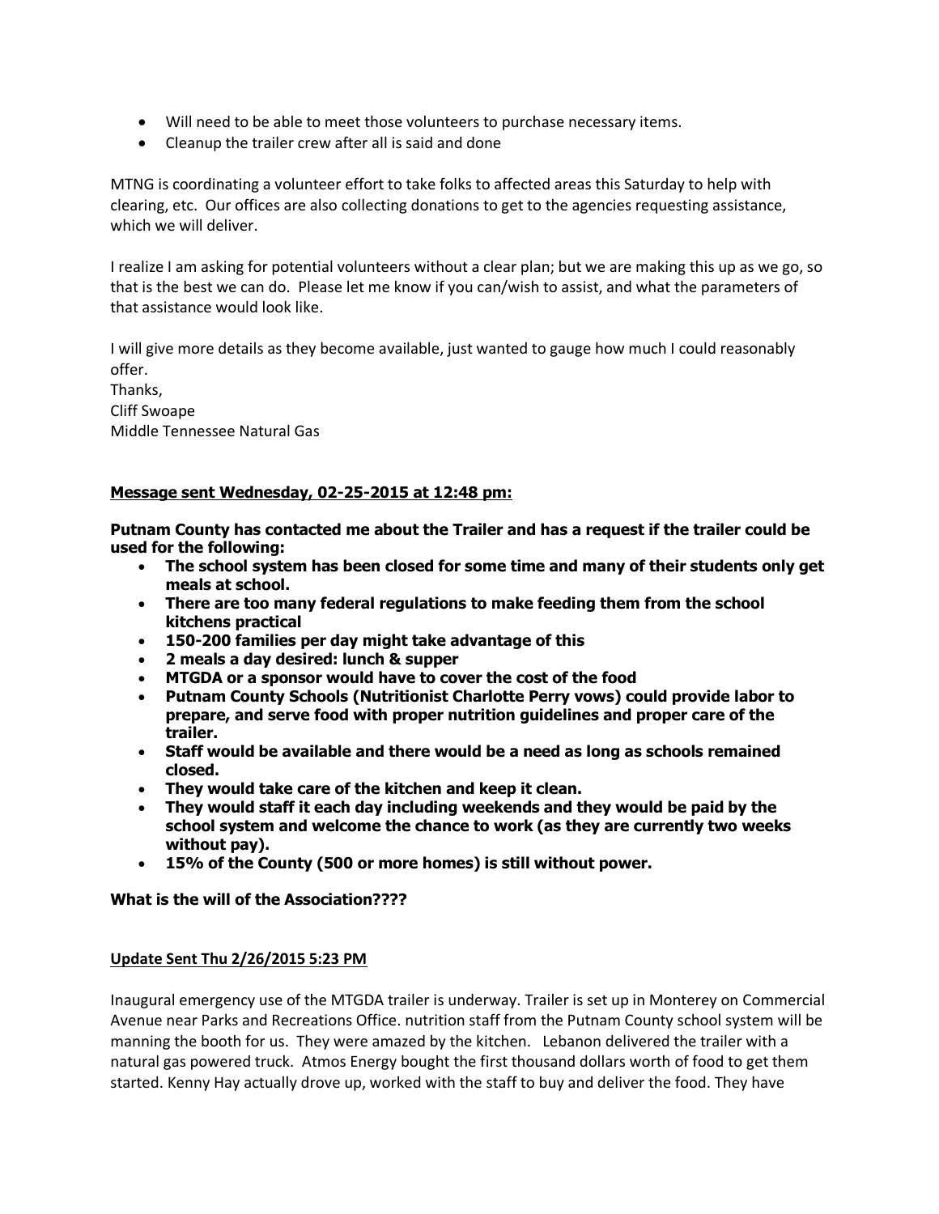- Will need to be able to meet those volunteers to purchase necessary items.
- Cleanup the trailer crew after all is said and done

MTNG is coordinating a volunteer effort to take folks to affected areas this Saturday to help with clearing, etc. Our offices are also collecting donations to get to the agencies requesting assistance, which we will deliver.

I realize I am asking for potential volunteers without a clear plan; but we are making this up as we go, so that is the best we can do. Please let me know if you can/wish to assist, and what the parameters of that assistance would look like.

I will give more details as they become available, just wanted to gauge how much I could reasonably offer.
Thanks,
Cliff Swoape
Middle Tennessee Natural Gas

**Message sent Wednesday, 02-25-2015 at 12:48 pm:**

**Putnam County has contacted me about the Trailer and has a request if the trailer could be used for the following:**

- **The school system has been closed for some time and many of their students only get meals at school.**
- **There are too many federal regulations to make feeding them from the school kitchens practical**
- **150-200 families per day might take advantage of this**
- **2 meals a day desired: lunch & supper**
- **MTGDA or a sponsor would have to cover the cost of the food**
- **Putnam County Schools (Nutritionist Charlotte Perry vows) could provide labor to prepare, and serve food with proper nutrition guidelines and proper care of the trailer.**
- **Staff would be available and there would be a need as long as schools remained closed.**
- **They would take care of the kitchen and keep it clean.**
- **They would staff it each day including weekends and they would be paid by the school system and welcome the chance to work (as they are currently two weeks without pay).**
- **15% of the County (500 or more homes) is still without power.**

**What is the will of the Association????**

**Update Sent Thu 2/26/2015 5:23 PM**

Inaugural emergency use of the MTGDA trailer is underway. Trailer is set up in Monterey on Commercial Avenue near Parks and Recreations Office. nutrition staff from the Putnam County school system will be manning the booth for us. They were amazed by the kitchen. Lebanon delivered the trailer with a natural gas powered truck. Atmos Energy bought the first thousand dollars worth of food to get them started. Kenny Hay actually drove up, worked with the staff to buy and deliver the food. They have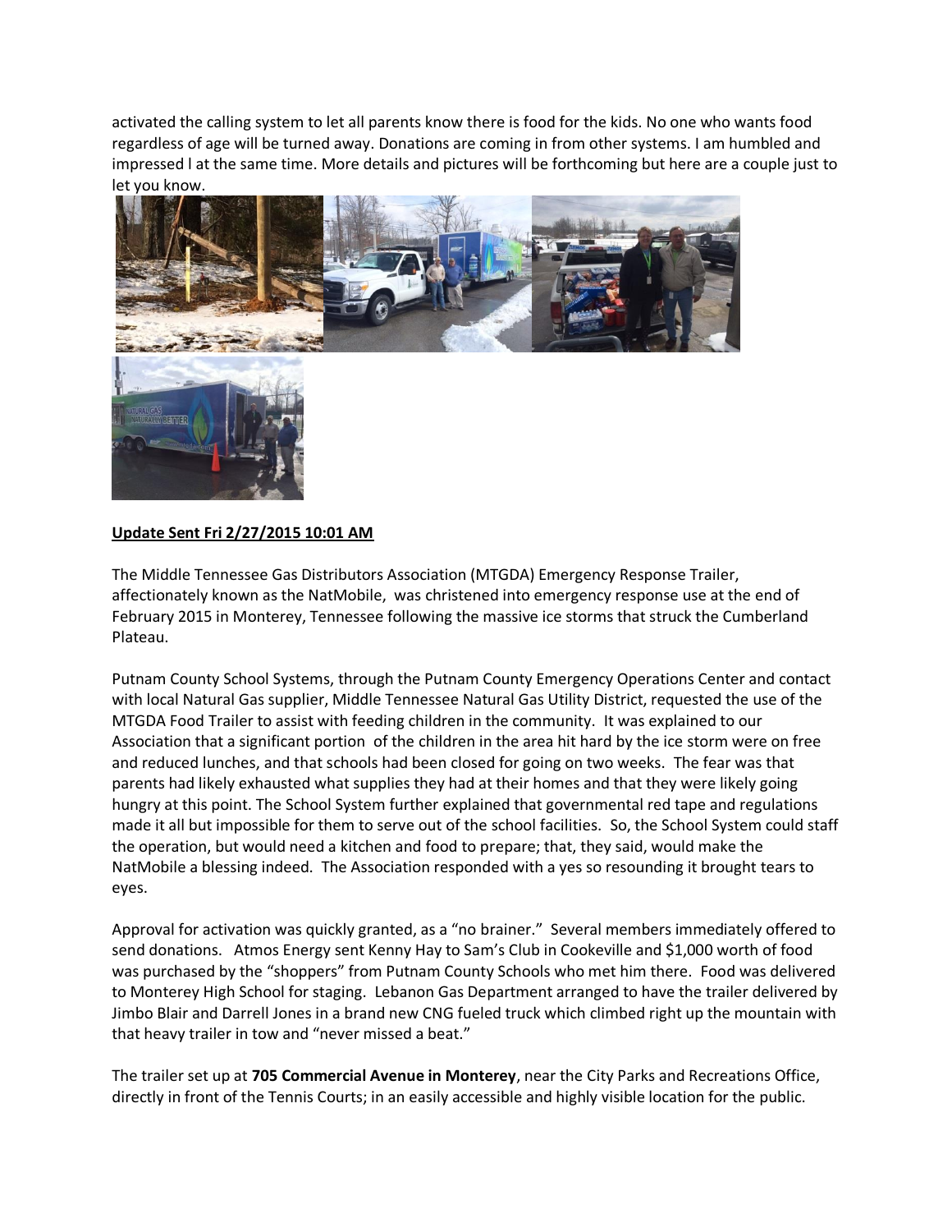activated the calling system to let all parents know there is food for the kids. No one who wants food regardless of age will be turned away. Donations are coming in from other systems. I am humbled and impressed l at the same time. More details and pictures will be forthcoming but here are a couple just to let you know.

**Update Sent Fri 2/27/2015 10:01 AM**

The Middle Tennessee Gas Distributors Association (MTGDA) Emergency Response Trailer, affectionately known as the NatMobile, was christened into emergency response use at the end of February 2015 in Monterey, Tennessee following the massive ice storms that struck the Cumberland Plateau.

Putnam County School Systems, through the Putnam County Emergency Operations Center and contact with local Natural Gas supplier, Middle Tennessee Natural Gas Utility District, requested the use of the MTGDA Food Trailer to assist with feeding children in the community. It was explained to our Association that a significant portion of the children in the area hit hard by the ice storm were on free and reduced lunches, and that schools had been closed for going on two weeks. The fear was that parents had likely exhausted what supplies they had at their homes and that they were likely going hungry at this point. The School System further explained that governmental red tape and regulations made it all but impossible for them to serve out of the school facilities. So, the School System could staff the operation, but would need a kitchen and food to prepare; that, they said, would make the NatMobile a blessing indeed. The Association responded with a yes so resounding it brought tears to eyes.

Approval for activation was quickly granted, as a "no brainer." Several members immediately offered to send donations. Atmos Energy sent Kenny Hay to Sam's Club in Cookeville and $1,000 worth of food was purchased by the "shoppers" from Putnam County Schools who met him there. Food was delivered to Monterey High School for staging. Lebanon Gas Department arranged to have the trailer delivered by Jimbo Blair and Darrell Jones in a brand new CNG fueled truck which climbed right up the mountain with that heavy trailer in tow and "never missed a beat."

The trailer set up at **705 Commercial Avenue in Monterey**, near the City Parks and Recreations Office, directly in front of the Tennis Courts; in an easily accessible and highly visible location for the public.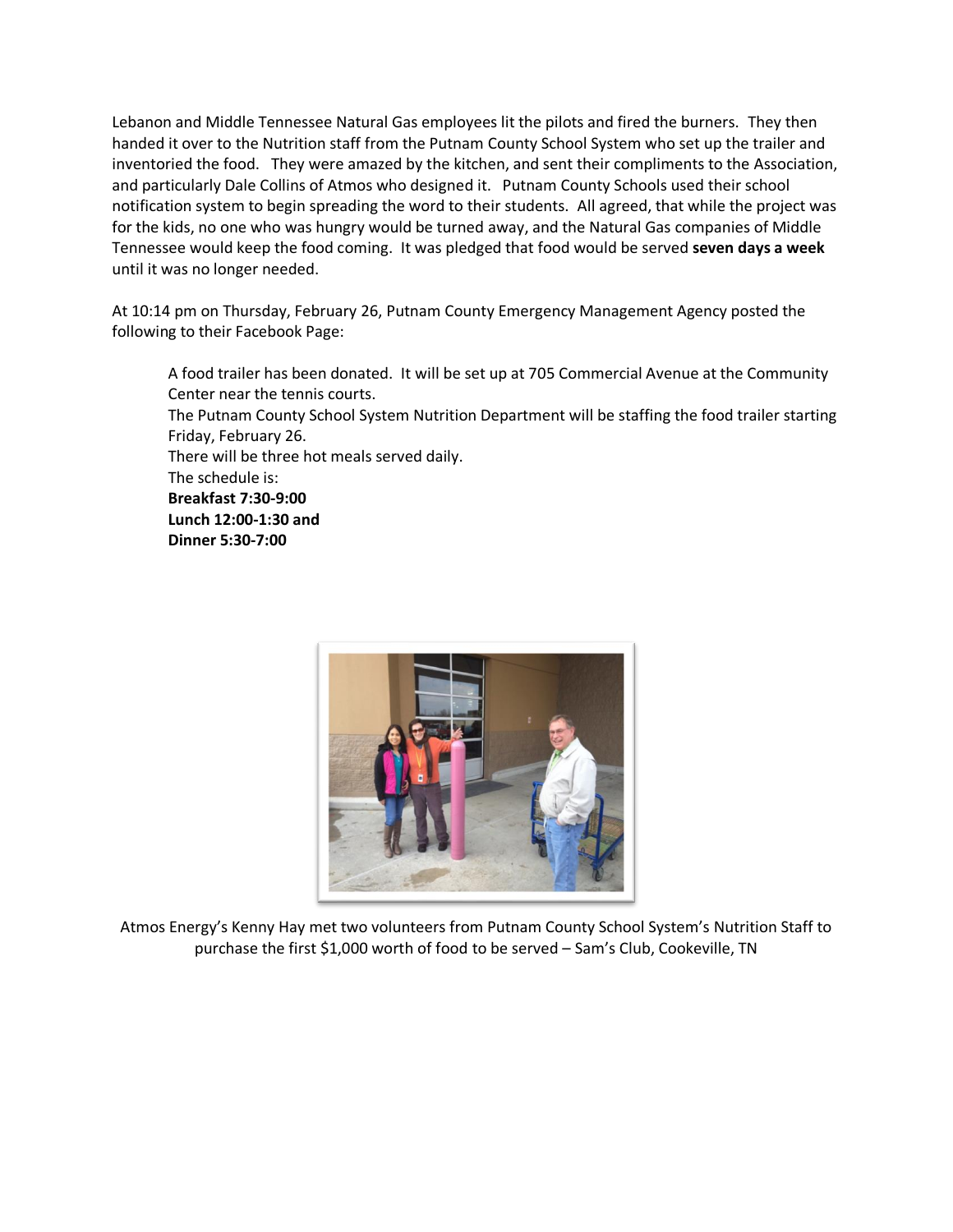Lebanon and Middle Tennessee Natural Gas employees lit the pilots and fired the burners. They then handed it over to the Nutrition staff from the Putnam County School System who set up the trailer and inventoried the food. They were amazed by the kitchen, and sent their compliments to the Association, and particularly Dale Collins of Atmos who designed it. Putnam County Schools used their school notification system to begin spreading the word to their students. All agreed, that while the project was for the kids, no one who was hungry would be turned away, and the Natural Gas companies of Middle Tennessee would keep the food coming. It was pledged that food would be served **seven days a week** until it was no longer needed.

At 10:14 pm on Thursday, February 26, Putnam County Emergency Management Agency posted the following to their Facebook Page:

> A food trailer has been donated. It will be set up at 705 Commercial Avenue at the Community Center near the tennis courts.
> The Putnam County School System Nutrition Department will be staffing the food trailer starting Friday, February 26.
> There will be three hot meals served daily.
> The schedule is:
> **Breakfast 7:30-9:00**
> **Lunch 12:00-1:30 and**
> **Dinner 5:30-7:00**

Atmos Energy's Kenny Hay met two volunteers from Putnam County School System's Nutrition Staff to purchase the first $1,000 worth of food to be served – Sam's Club, Cookeville, TN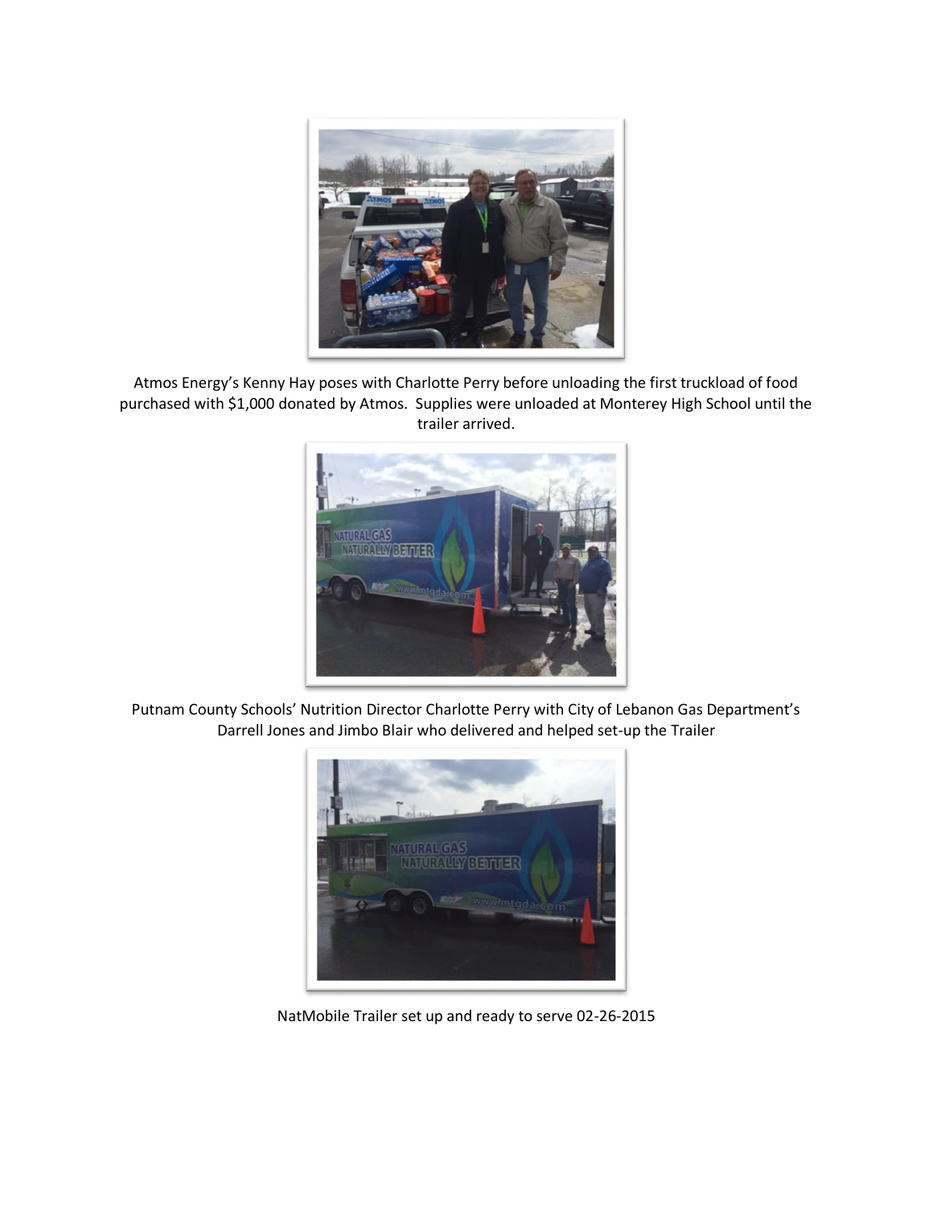Atmos Energy's Kenny Hay poses with Charlotte Perry before unloading the first truckload of food purchased with $1,000 donated by Atmos. Supplies were unloaded at Monterey High School until the trailer arrived.

Putnam County Schools' Nutrition Director Charlotte Perry with City of Lebanon Gas Department's Darrell Jones and Jimbo Blair who delivered and helped set-up the Trailer

NatMobile Trailer set up and ready to serve 02-26-2015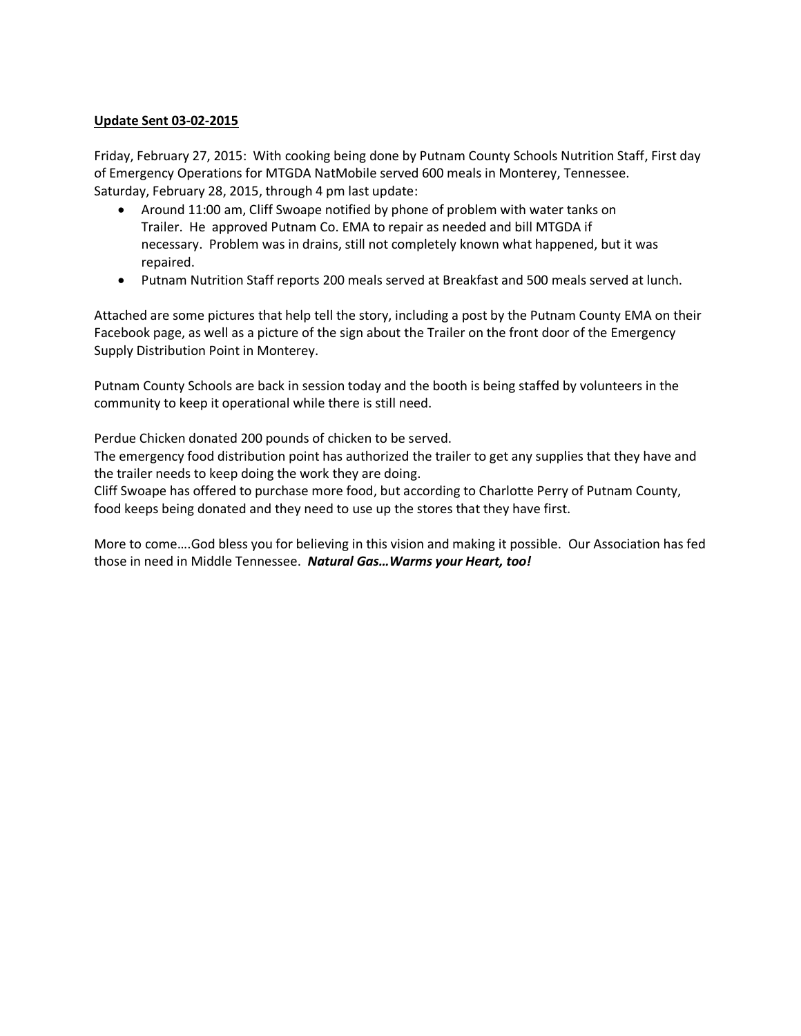**Update Sent 03-02-2015**

Friday, February 27, 2015: With cooking being done by Putnam County Schools Nutrition Staff, First day of Emergency Operations for MTGDA NatMobile served 600 meals in Monterey, Tennessee.
Saturday, February 28, 2015, through 4 pm last update:

- Around 11:00 am, Cliff Swoape notified by phone of problem with water tanks on Trailer. He approved Putnam Co. EMA to repair as needed and bill MTGDA if necessary. Problem was in drains, still not completely known what happened, but it was repaired.
- Putnam Nutrition Staff reports 200 meals served at Breakfast and 500 meals served at lunch.

Attached are some pictures that help tell the story, including a post by the Putnam County EMA on their Facebook page, as well as a picture of the sign about the Trailer on the front door of the Emergency Supply Distribution Point in Monterey.

Putnam County Schools are back in session today and the booth is being staffed by volunteers in the community to keep it operational while there is still need.

Perdue Chicken donated 200 pounds of chicken to be served.
The emergency food distribution point has authorized the trailer to get any supplies that they have and the trailer needs to keep doing the work they are doing.
Cliff Swoape has offered to purchase more food, but according to Charlotte Perry of Putnam County, food keeps being donated and they need to use up the stores that they have first.

More to come….God bless you for believing in this vision and making it possible. Our Association has fed those in need in Middle Tennessee. ***Natural Gas…Warms your Heart, too!***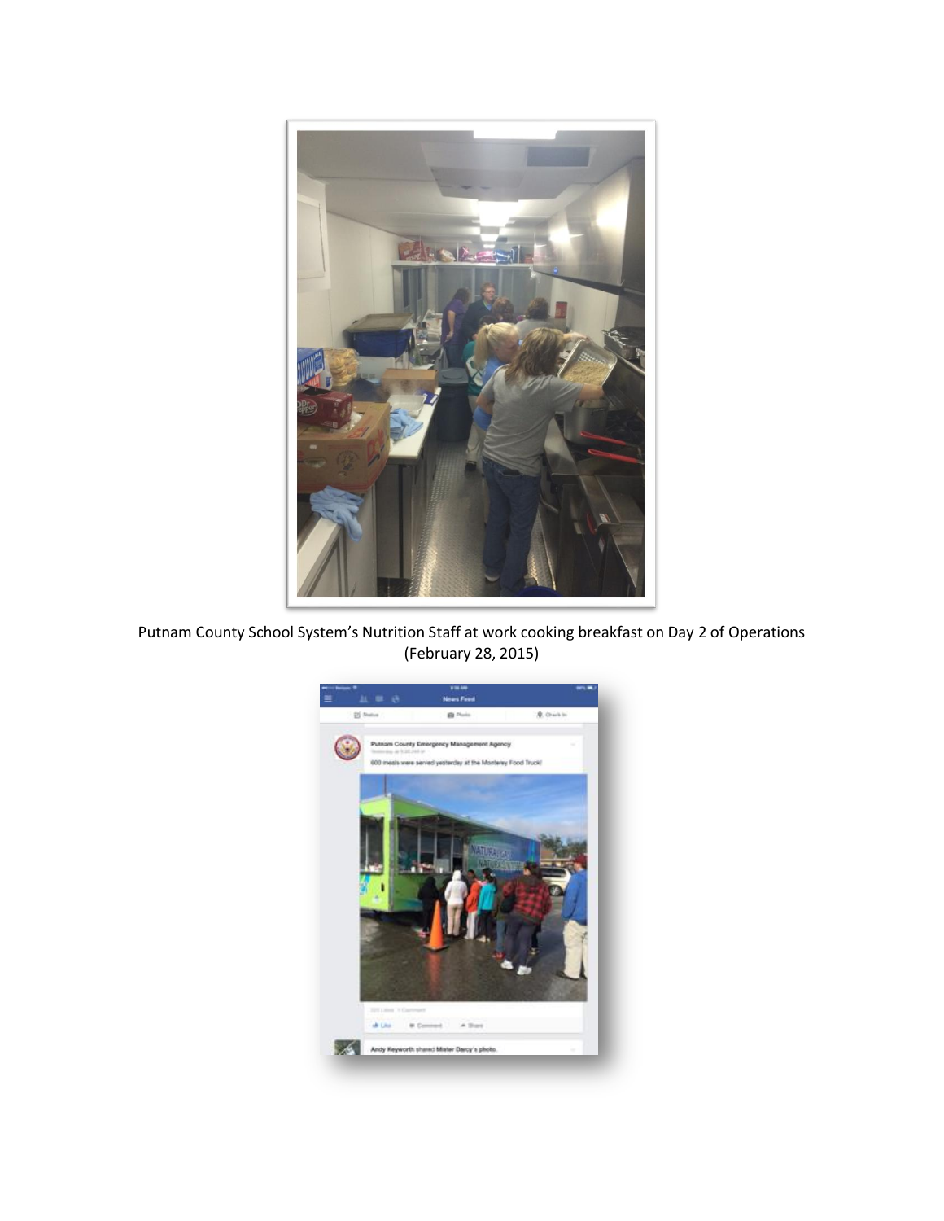Putnam County School System's Nutrition Staff at work cooking breakfast on Day 2 of Operations (February 28, 2015)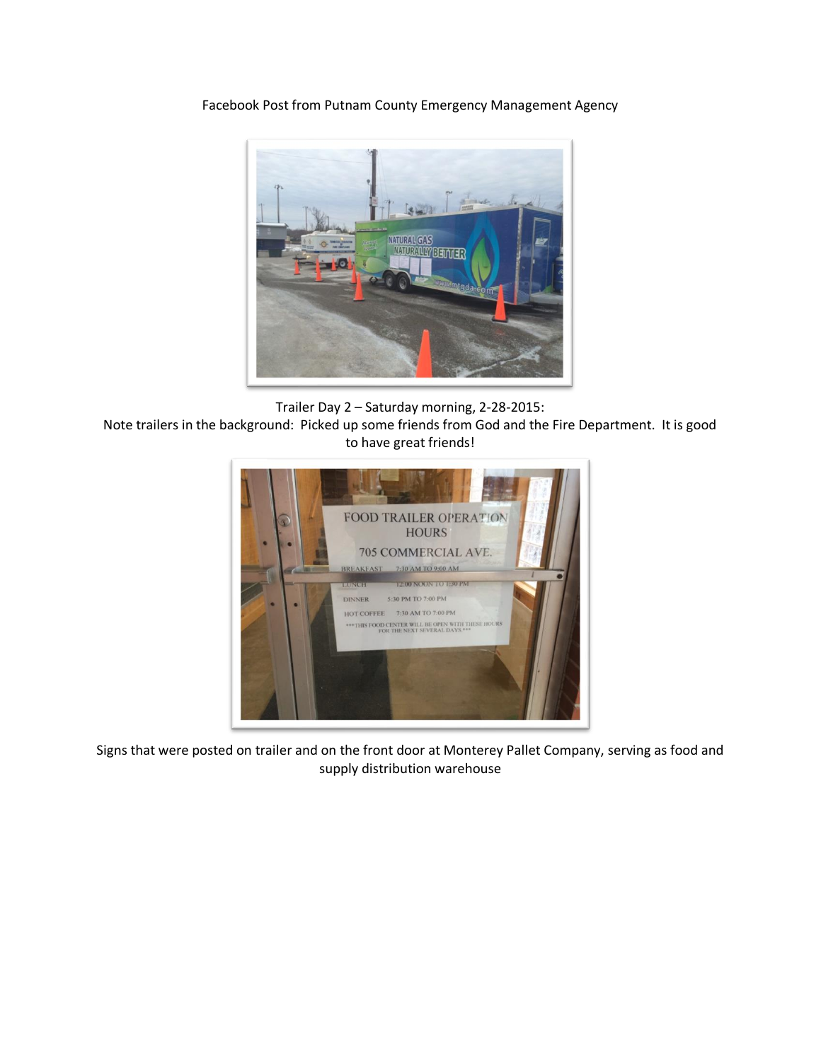Facebook Post from Putnam County Emergency Management Agency

Trailer Day 2 – Saturday morning, 2-28-2015:
Note trailers in the background: Picked up some friends from God and the Fire Department. It is good to have great friends!

Signs that were posted on trailer and on the front door at Monterey Pallet Company, serving as food and supply distribution warehouse